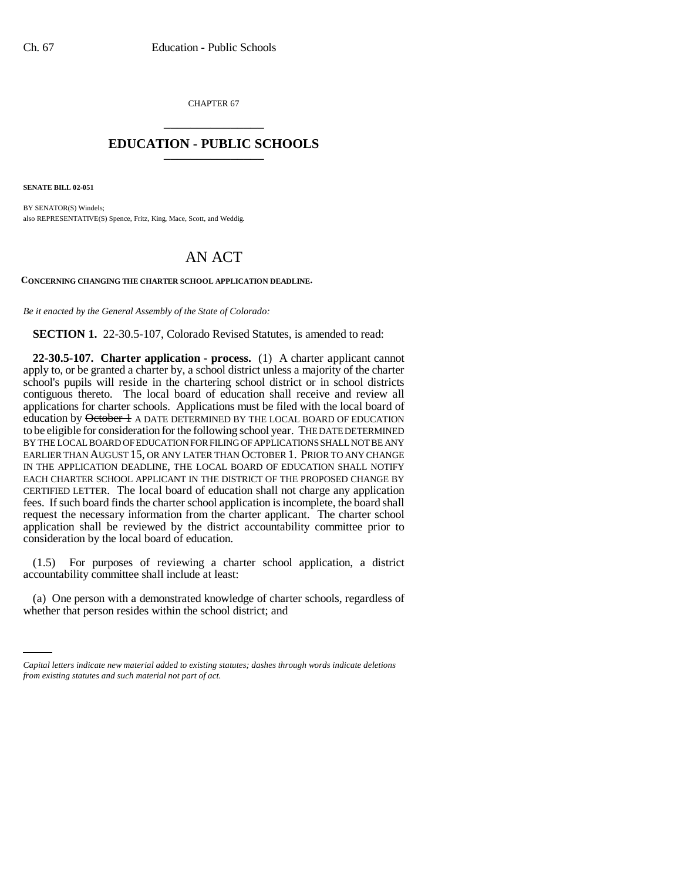CHAPTER 67

\_\_\_\_\_\_\_\_\_\_\_\_\_\_\_\_\_\_\_\_\_\_\_\_

# EDUCATION - PUBLIC SCHOOLS

\_\_\_\_\_\_\_\_\_\_\_\_\_\_\_\_\_\_\_\_\_\_\_\_

**SENATE BILL 02-051**

BY SENATOR(S) Windels;
also REPRESENTATIVE(S) Spence, Fritz, King, Mace, Scott, and Weddig.

# AN ACT

**CONCERNING CHANGING THE CHARTER SCHOOL APPLICATION DEADLINE.**

*Be it enacted by the General Assembly of the State of Colorado:*

**SECTION 1.** 22-30.5-107, Colorado Revised Statutes, is amended to read:

**22-30.5-107. Charter application - process.** (1) A charter applicant cannot apply to, or be granted a charter by, a school district unless a majority of the charter school's pupils will reside in the chartering school district or in school districts contiguous thereto. The local board of education shall receive and review all applications for charter schools. Applications must be filed with the local board of education by ~~October 1~~ A DATE DETERMINED BY THE LOCAL BOARD OF EDUCATION to be eligible for consideration for the following school year. THE DATE DETERMINED BY THE LOCAL BOARD OF EDUCATION FOR FILING OF APPLICATIONS SHALL NOT BE ANY EARLIER THAN AUGUST 15, OR ANY LATER THAN OCTOBER 1. PRIOR TO ANY CHANGE IN THE APPLICATION DEADLINE, THE LOCAL BOARD OF EDUCATION SHALL NOTIFY EACH CHARTER SCHOOL APPLICANT IN THE DISTRICT OF THE PROPOSED CHANGE BY CERTIFIED LETTER. The local board of education shall not charge any application fees. If such board finds the charter school application is incomplete, the board shall request the necessary information from the charter applicant. The charter school application shall be reviewed by the district accountability committee prior to consideration by the local board of education.

(1.5) For purposes of reviewing a charter school application, a district accountability committee shall include at least:

(a) One person with a demonstrated knowledge of charter schools, regardless of whether that person resides within the school district; and

*Capital letters indicate new material added to existing statutes; dashes through words indicate deletions from existing statutes and such material not part of act.*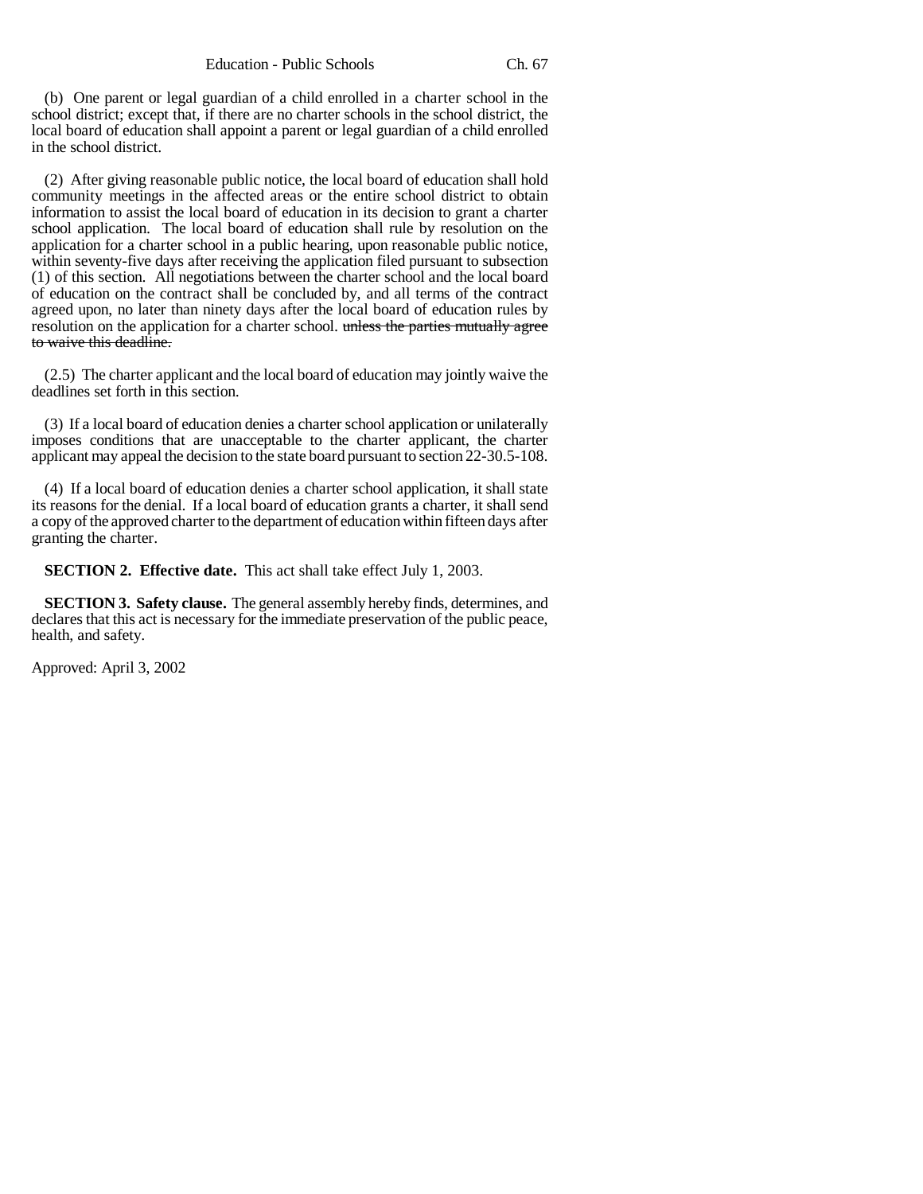(b) One parent or legal guardian of a child enrolled in a charter school in the school district; except that, if there are no charter schools in the school district, the local board of education shall appoint a parent or legal guardian of a child enrolled in the school district.

(2) After giving reasonable public notice, the local board of education shall hold community meetings in the affected areas or the entire school district to obtain information to assist the local board of education in its decision to grant a charter school application. The local board of education shall rule by resolution on the application for a charter school in a public hearing, upon reasonable public notice, within seventy-five days after receiving the application filed pursuant to subsection (1) of this section. All negotiations between the charter school and the local board of education on the contract shall be concluded by, and all terms of the contract agreed upon, no later than ninety days after the local board of education rules by resolution on the application for a charter school. ~~unless the parties mutually agree to waive this deadline.~~

(2.5) The charter applicant and the local board of education may jointly waive the deadlines set forth in this section.

(3) If a local board of education denies a charter school application or unilaterally imposes conditions that are unacceptable to the charter applicant, the charter applicant may appeal the decision to the state board pursuant to section 22-30.5-108.

(4) If a local board of education denies a charter school application, it shall state its reasons for the denial. If a local board of education grants a charter, it shall send a copy of the approved charter to the department of education within fifteen days after granting the charter.

**SECTION 2. Effective date.** This act shall take effect July 1, 2003.

**SECTION 3. Safety clause.** The general assembly hereby finds, determines, and declares that this act is necessary for the immediate preservation of the public peace, health, and safety.

Approved: April 3, 2002